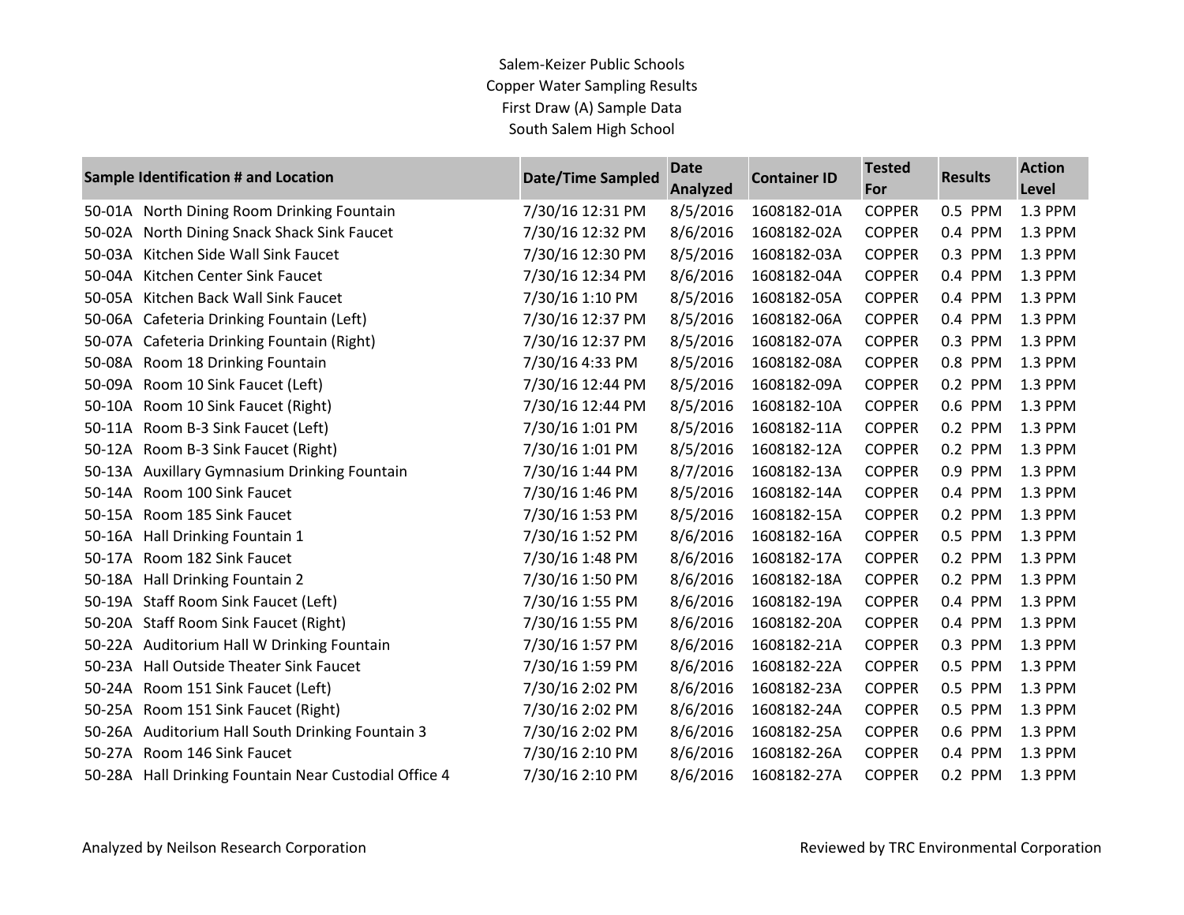Salem-Keizer Public Schools
Copper Water Sampling Results
First Draw (A) Sample Data
South Salem High School

| Sample Identification # and Location | Date/Time Sampled | Date Analyzed | Container ID | Tested For | Results | Action Level |
|---|---|---|---|---|---|---|
| 50-01A North Dining Room Drinking Fountain | 7/30/16 12:31 PM | 8/5/2016 | 1608182-01A | COPPER | 0.5 PPM | 1.3 PPM |
| 50-02A North Dining Snack Shack Sink Faucet | 7/30/16 12:32 PM | 8/6/2016 | 1608182-02A | COPPER | 0.4 PPM | 1.3 PPM |
| 50-03A Kitchen Side Wall Sink Faucet | 7/30/16 12:30 PM | 8/5/2016 | 1608182-03A | COPPER | 0.3 PPM | 1.3 PPM |
| 50-04A Kitchen Center Sink Faucet | 7/30/16 12:34 PM | 8/6/2016 | 1608182-04A | COPPER | 0.4 PPM | 1.3 PPM |
| 50-05A Kitchen Back Wall Sink Faucet | 7/30/16 1:10 PM | 8/5/2016 | 1608182-05A | COPPER | 0.4 PPM | 1.3 PPM |
| 50-06A Cafeteria Drinking Fountain (Left) | 7/30/16 12:37 PM | 8/5/2016 | 1608182-06A | COPPER | 0.4 PPM | 1.3 PPM |
| 50-07A Cafeteria Drinking Fountain (Right) | 7/30/16 12:37 PM | 8/5/2016 | 1608182-07A | COPPER | 0.3 PPM | 1.3 PPM |
| 50-08A Room 18 Drinking Fountain | 7/30/16 4:33 PM | 8/5/2016 | 1608182-08A | COPPER | 0.8 PPM | 1.3 PPM |
| 50-09A Room 10 Sink Faucet (Left) | 7/30/16 12:44 PM | 8/5/2016 | 1608182-09A | COPPER | 0.2 PPM | 1.3 PPM |
| 50-10A Room 10 Sink Faucet (Right) | 7/30/16 12:44 PM | 8/5/2016 | 1608182-10A | COPPER | 0.6 PPM | 1.3 PPM |
| 50-11A Room B-3 Sink Faucet (Left) | 7/30/16 1:01 PM | 8/5/2016 | 1608182-11A | COPPER | 0.2 PPM | 1.3 PPM |
| 50-12A Room B-3 Sink Faucet (Right) | 7/30/16 1:01 PM | 8/5/2016 | 1608182-12A | COPPER | 0.2 PPM | 1.3 PPM |
| 50-13A Auxillary Gymnasium Drinking Fountain | 7/30/16 1:44 PM | 8/7/2016 | 1608182-13A | COPPER | 0.9 PPM | 1.3 PPM |
| 50-14A Room 100 Sink Faucet | 7/30/16 1:46 PM | 8/5/2016 | 1608182-14A | COPPER | 0.4 PPM | 1.3 PPM |
| 50-15A Room 185 Sink Faucet | 7/30/16 1:53 PM | 8/5/2016 | 1608182-15A | COPPER | 0.2 PPM | 1.3 PPM |
| 50-16A Hall Drinking Fountain 1 | 7/30/16 1:52 PM | 8/6/2016 | 1608182-16A | COPPER | 0.5 PPM | 1.3 PPM |
| 50-17A Room 182 Sink Faucet | 7/30/16 1:48 PM | 8/6/2016 | 1608182-17A | COPPER | 0.2 PPM | 1.3 PPM |
| 50-18A Hall Drinking Fountain 2 | 7/30/16 1:50 PM | 8/6/2016 | 1608182-18A | COPPER | 0.2 PPM | 1.3 PPM |
| 50-19A Staff Room Sink Faucet (Left) | 7/30/16 1:55 PM | 8/6/2016 | 1608182-19A | COPPER | 0.4 PPM | 1.3 PPM |
| 50-20A Staff Room Sink Faucet (Right) | 7/30/16 1:55 PM | 8/6/2016 | 1608182-20A | COPPER | 0.4 PPM | 1.3 PPM |
| 50-22A Auditorium Hall W Drinking Fountain | 7/30/16 1:57 PM | 8/6/2016 | 1608182-21A | COPPER | 0.3 PPM | 1.3 PPM |
| 50-23A Hall Outside Theater Sink Faucet | 7/30/16 1:59 PM | 8/6/2016 | 1608182-22A | COPPER | 0.5 PPM | 1.3 PPM |
| 50-24A Room 151 Sink Faucet (Left) | 7/30/16 2:02 PM | 8/6/2016 | 1608182-23A | COPPER | 0.5 PPM | 1.3 PPM |
| 50-25A Room 151 Sink Faucet (Right) | 7/30/16 2:02 PM | 8/6/2016 | 1608182-24A | COPPER | 0.5 PPM | 1.3 PPM |
| 50-26A Auditorium Hall South Drinking Fountain 3 | 7/30/16 2:02 PM | 8/6/2016 | 1608182-25A | COPPER | 0.6 PPM | 1.3 PPM |
| 50-27A Room 146 Sink Faucet | 7/30/16 2:10 PM | 8/6/2016 | 1608182-26A | COPPER | 0.4 PPM | 1.3 PPM |
| 50-28A Hall Drinking Fountain Near Custodial Office 4 | 7/30/16 2:10 PM | 8/6/2016 | 1608182-27A | COPPER | 0.2 PPM | 1.3 PPM |

Analyzed by Neilson Research Corporation

Reviewed by TRC Environmental Corporation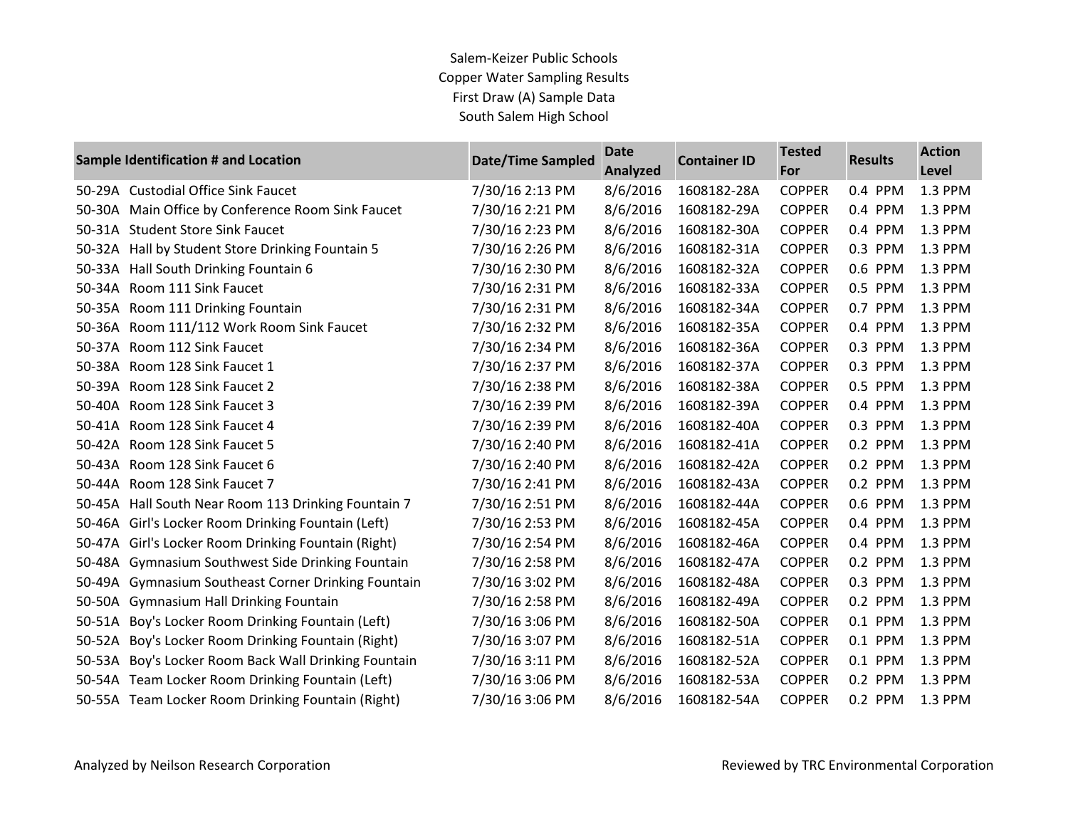Salem-Keizer Public Schools
Copper Water Sampling Results
First Draw (A) Sample Data
South Salem High School

| Sample Identification # and Location | Date/Time Sampled | Date Analyzed | Container ID | Tested For | Results | Action Level |
|---|---|---|---|---|---|---|
| 50-29A Custodial Office Sink Faucet | 7/30/16 2:13 PM | 8/6/2016 | 1608182-28A | COPPER | 0.4 PPM | 1.3 PPM |
| 50-30A Main Office by Conference Room Sink Faucet | 7/30/16 2:21 PM | 8/6/2016 | 1608182-29A | COPPER | 0.4 PPM | 1.3 PPM |
| 50-31A Student Store Sink Faucet | 7/30/16 2:23 PM | 8/6/2016 | 1608182-30A | COPPER | 0.4 PPM | 1.3 PPM |
| 50-32A Hall by Student Store Drinking Fountain 5 | 7/30/16 2:26 PM | 8/6/2016 | 1608182-31A | COPPER | 0.3 PPM | 1.3 PPM |
| 50-33A Hall South Drinking Fountain 6 | 7/30/16 2:30 PM | 8/6/2016 | 1608182-32A | COPPER | 0.6 PPM | 1.3 PPM |
| 50-34A Room 111 Sink Faucet | 7/30/16 2:31 PM | 8/6/2016 | 1608182-33A | COPPER | 0.5 PPM | 1.3 PPM |
| 50-35A Room 111 Drinking Fountain | 7/30/16 2:31 PM | 8/6/2016 | 1608182-34A | COPPER | 0.7 PPM | 1.3 PPM |
| 50-36A Room 111/112 Work Room Sink Faucet | 7/30/16 2:32 PM | 8/6/2016 | 1608182-35A | COPPER | 0.4 PPM | 1.3 PPM |
| 50-37A Room 112 Sink Faucet | 7/30/16 2:34 PM | 8/6/2016 | 1608182-36A | COPPER | 0.3 PPM | 1.3 PPM |
| 50-38A Room 128 Sink Faucet 1 | 7/30/16 2:37 PM | 8/6/2016 | 1608182-37A | COPPER | 0.3 PPM | 1.3 PPM |
| 50-39A Room 128 Sink Faucet 2 | 7/30/16 2:38 PM | 8/6/2016 | 1608182-38A | COPPER | 0.5 PPM | 1.3 PPM |
| 50-40A Room 128 Sink Faucet 3 | 7/30/16 2:39 PM | 8/6/2016 | 1608182-39A | COPPER | 0.4 PPM | 1.3 PPM |
| 50-41A Room 128 Sink Faucet 4 | 7/30/16 2:39 PM | 8/6/2016 | 1608182-40A | COPPER | 0.3 PPM | 1.3 PPM |
| 50-42A Room 128 Sink Faucet 5 | 7/30/16 2:40 PM | 8/6/2016 | 1608182-41A | COPPER | 0.2 PPM | 1.3 PPM |
| 50-43A Room 128 Sink Faucet 6 | 7/30/16 2:40 PM | 8/6/2016 | 1608182-42A | COPPER | 0.2 PPM | 1.3 PPM |
| 50-44A Room 128 Sink Faucet 7 | 7/30/16 2:41 PM | 8/6/2016 | 1608182-43A | COPPER | 0.2 PPM | 1.3 PPM |
| 50-45A Hall South Near Room 113 Drinking Fountain 7 | 7/30/16 2:51 PM | 8/6/2016 | 1608182-44A | COPPER | 0.6 PPM | 1.3 PPM |
| 50-46A Girl's Locker Room Drinking Fountain (Left) | 7/30/16 2:53 PM | 8/6/2016 | 1608182-45A | COPPER | 0.4 PPM | 1.3 PPM |
| 50-47A Girl's Locker Room Drinking Fountain (Right) | 7/30/16 2:54 PM | 8/6/2016 | 1608182-46A | COPPER | 0.4 PPM | 1.3 PPM |
| 50-48A Gymnasium Southwest Side Drinking Fountain | 7/30/16 2:58 PM | 8/6/2016 | 1608182-47A | COPPER | 0.2 PPM | 1.3 PPM |
| 50-49A Gymnasium Southeast Corner Drinking Fountain | 7/30/16 3:02 PM | 8/6/2016 | 1608182-48A | COPPER | 0.3 PPM | 1.3 PPM |
| 50-50A Gymnasium Hall Drinking Fountain | 7/30/16 2:58 PM | 8/6/2016 | 1608182-49A | COPPER | 0.2 PPM | 1.3 PPM |
| 50-51A Boy's Locker Room Drinking Fountain (Left) | 7/30/16 3:06 PM | 8/6/2016 | 1608182-50A | COPPER | 0.1 PPM | 1.3 PPM |
| 50-52A Boy's Locker Room Drinking Fountain (Right) | 7/30/16 3:07 PM | 8/6/2016 | 1608182-51A | COPPER | 0.1 PPM | 1.3 PPM |
| 50-53A Boy's Locker Room Back Wall Drinking Fountain | 7/30/16 3:11 PM | 8/6/2016 | 1608182-52A | COPPER | 0.1 PPM | 1.3 PPM |
| 50-54A Team Locker Room Drinking Fountain (Left) | 7/30/16 3:06 PM | 8/6/2016 | 1608182-53A | COPPER | 0.2 PPM | 1.3 PPM |
| 50-55A Team Locker Room Drinking Fountain (Right) | 7/30/16 3:06 PM | 8/6/2016 | 1608182-54A | COPPER | 0.2 PPM | 1.3 PPM |

Analyzed by Neilson Research Corporation

Reviewed by TRC Environmental Corporation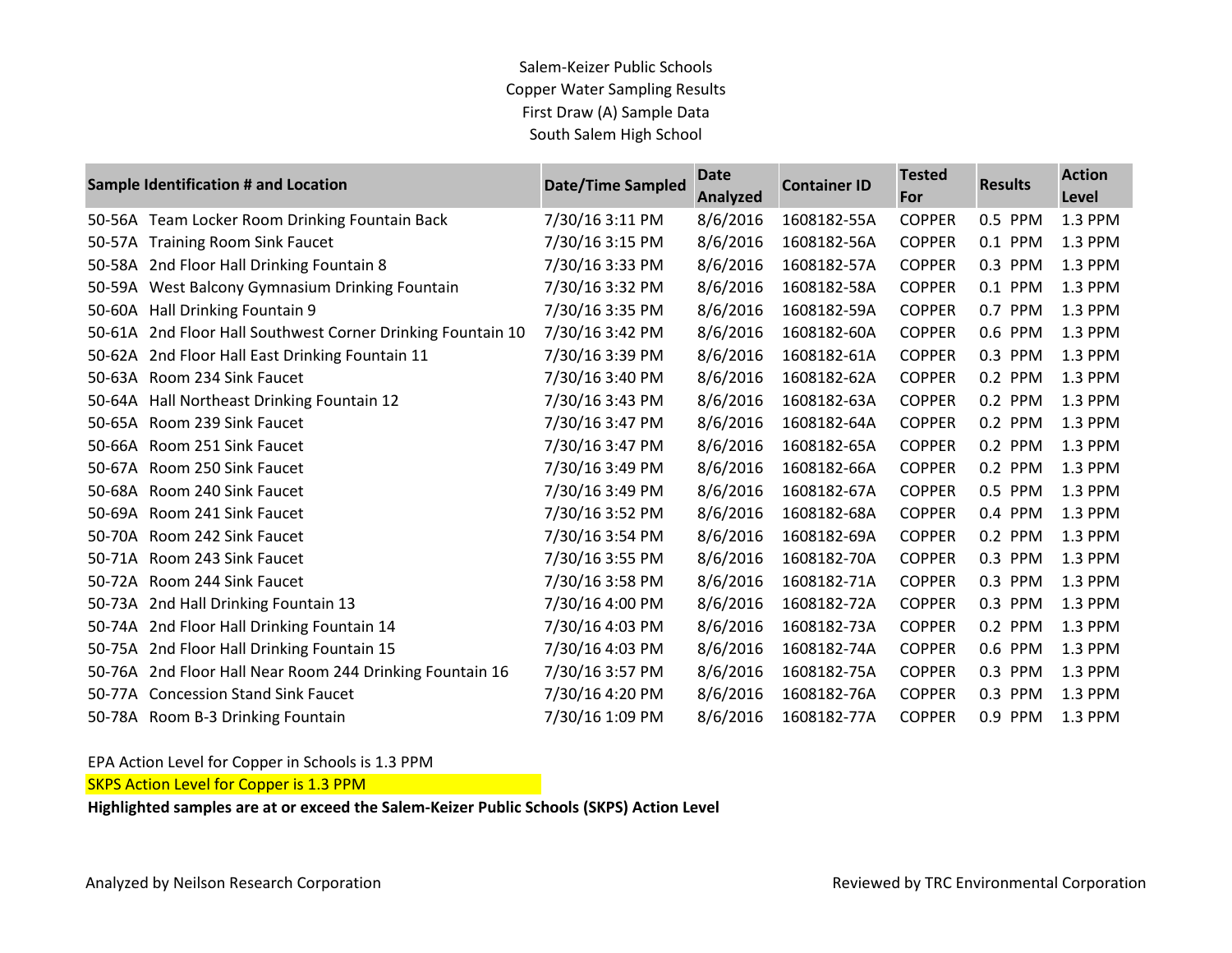Salem-Keizer Public Schools
Copper Water Sampling Results
First Draw (A) Sample Data
South Salem High School

| Sample Identification # and Location | Date/Time Sampled | Date Analyzed | Container ID | Tested For | Results | Action Level |
|---|---|---|---|---|---|---|
| 50-56A Team Locker Room Drinking Fountain Back | 7/30/16 3:11 PM | 8/6/2016 | 1608182-55A | COPPER | 0.5 PPM | 1.3 PPM |
| 50-57A Training Room Sink Faucet | 7/30/16 3:15 PM | 8/6/2016 | 1608182-56A | COPPER | 0.1 PPM | 1.3 PPM |
| 50-58A 2nd Floor Hall Drinking Fountain 8 | 7/30/16 3:33 PM | 8/6/2016 | 1608182-57A | COPPER | 0.3 PPM | 1.3 PPM |
| 50-59A West Balcony Gymnasium Drinking Fountain | 7/30/16 3:32 PM | 8/6/2016 | 1608182-58A | COPPER | 0.1 PPM | 1.3 PPM |
| 50-60A Hall Drinking Fountain 9 | 7/30/16 3:35 PM | 8/6/2016 | 1608182-59A | COPPER | 0.7 PPM | 1.3 PPM |
| 50-61A 2nd Floor Hall Southwest Corner Drinking Fountain 10 | 7/30/16 3:42 PM | 8/6/2016 | 1608182-60A | COPPER | 0.6 PPM | 1.3 PPM |
| 50-62A 2nd Floor Hall East Drinking Fountain 11 | 7/30/16 3:39 PM | 8/6/2016 | 1608182-61A | COPPER | 0.3 PPM | 1.3 PPM |
| 50-63A Room 234 Sink Faucet | 7/30/16 3:40 PM | 8/6/2016 | 1608182-62A | COPPER | 0.2 PPM | 1.3 PPM |
| 50-64A Hall Northeast Drinking Fountain 12 | 7/30/16 3:43 PM | 8/6/2016 | 1608182-63A | COPPER | 0.2 PPM | 1.3 PPM |
| 50-65A Room 239 Sink Faucet | 7/30/16 3:47 PM | 8/6/2016 | 1608182-64A | COPPER | 0.2 PPM | 1.3 PPM |
| 50-66A Room 251 Sink Faucet | 7/30/16 3:47 PM | 8/6/2016 | 1608182-65A | COPPER | 0.2 PPM | 1.3 PPM |
| 50-67A Room 250 Sink Faucet | 7/30/16 3:49 PM | 8/6/2016 | 1608182-66A | COPPER | 0.2 PPM | 1.3 PPM |
| 50-68A Room 240 Sink Faucet | 7/30/16 3:49 PM | 8/6/2016 | 1608182-67A | COPPER | 0.5 PPM | 1.3 PPM |
| 50-69A Room 241 Sink Faucet | 7/30/16 3:52 PM | 8/6/2016 | 1608182-68A | COPPER | 0.4 PPM | 1.3 PPM |
| 50-70A Room 242 Sink Faucet | 7/30/16 3:54 PM | 8/6/2016 | 1608182-69A | COPPER | 0.2 PPM | 1.3 PPM |
| 50-71A Room 243 Sink Faucet | 7/30/16 3:55 PM | 8/6/2016 | 1608182-70A | COPPER | 0.3 PPM | 1.3 PPM |
| 50-72A Room 244 Sink Faucet | 7/30/16 3:58 PM | 8/6/2016 | 1608182-71A | COPPER | 0.3 PPM | 1.3 PPM |
| 50-73A 2nd Hall Drinking Fountain 13 | 7/30/16 4:00 PM | 8/6/2016 | 1608182-72A | COPPER | 0.3 PPM | 1.3 PPM |
| 50-74A 2nd Floor Hall Drinking Fountain 14 | 7/30/16 4:03 PM | 8/6/2016 | 1608182-73A | COPPER | 0.2 PPM | 1.3 PPM |
| 50-75A 2nd Floor Hall Drinking Fountain 15 | 7/30/16 4:03 PM | 8/6/2016 | 1608182-74A | COPPER | 0.6 PPM | 1.3 PPM |
| 50-76A 2nd Floor Hall Near Room 244 Drinking Fountain 16 | 7/30/16 3:57 PM | 8/6/2016 | 1608182-75A | COPPER | 0.3 PPM | 1.3 PPM |
| 50-77A Concession Stand Sink Faucet | 7/30/16 4:20 PM | 8/6/2016 | 1608182-76A | COPPER | 0.3 PPM | 1.3 PPM |
| 50-78A Room B-3 Drinking Fountain | 7/30/16 1:09 PM | 8/6/2016 | 1608182-77A | COPPER | 0.9 PPM | 1.3 PPM |

EPA Action Level for Copper in Schools is 1.3 PPM

SKPS Action Level for Copper is 1.3 PPM

**Highlighted samples are at or exceed the Salem-Keizer Public Schools (SKPS) Action Level**

Analyzed by Neilson Research Corporation

Reviewed by TRC Environmental Corporation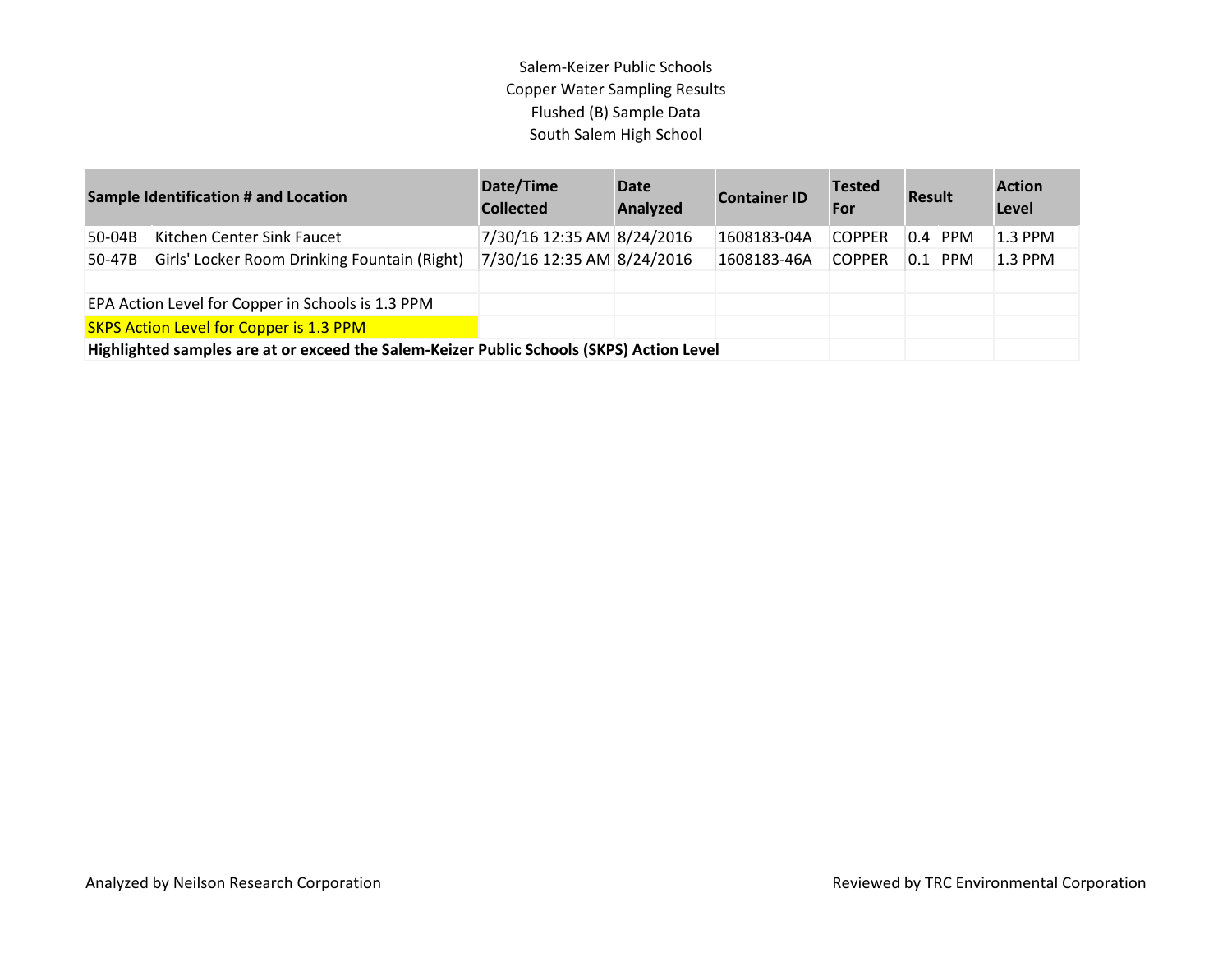Salem-Keizer Public Schools
Copper Water Sampling Results
Flushed (B) Sample Data
South Salem High School

| Sample Identification # and Location | | Date/Time Collected | Date Analyzed | Container ID | Tested For | Result | Action Level |
|---|---|---|---|---|---|---|---|
| 50-04B | Kitchen Center Sink Faucet | 7/30/16 12:35 AM | 8/24/2016 | 1608183-04A | COPPER | 0.4 PPM | 1.3 PPM |
| 50-47B | Girls' Locker Room Drinking Fountain (Right) | 7/30/16 12:35 AM | 8/24/2016 | 1608183-46A | COPPER | 0.1 PPM | 1.3 PPM |

EPA Action Level for Copper in Schools is 1.3 PPM

SKPS Action Level for Copper is 1.3 PPM

**Highlighted samples are at or exceed the Salem-Keizer Public Schools (SKPS) Action Level**

Analyzed by Neilson Research Corporation

Reviewed by TRC Environmental Corporation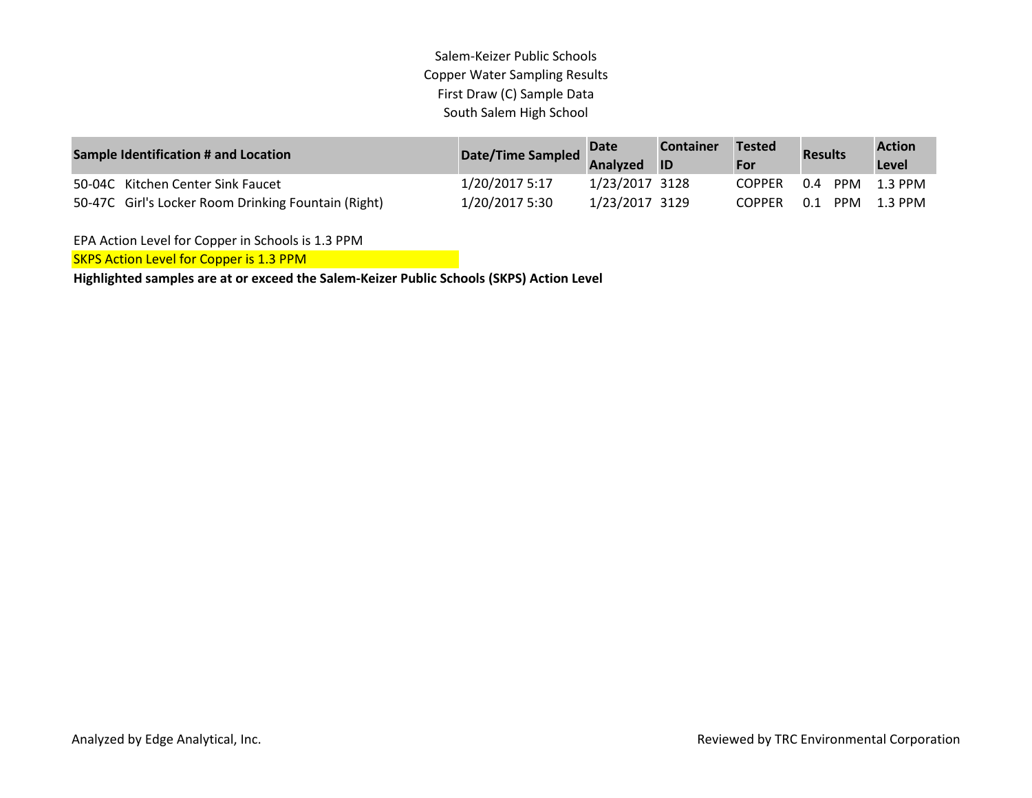# Salem-Keizer Public Schools
## Copper Water Sampling Results
### First Draw (C) Sample Data
### South Salem High School

| Sample Identification # and Location | Date/Time Sampled | Date Analyzed | Container ID | Tested For | Results | | Action Level |
|---|---|---|---|---|---|---|---|
| 50-04C Kitchen Center Sink Faucet | 1/20/2017 5:17 | 1/23/2017 | 3128 | COPPER | 0.4 | PPM | 1.3 PPM |
| 50-47C Girl's Locker Room Drinking Fountain (Right) | 1/20/2017 5:30 | 1/23/2017 | 3129 | COPPER | 0.1 | PPM | 1.3 PPM |

EPA Action Level for Copper in Schools is 1.3 PPM

SKPS Action Level for Copper is 1.3 PPM

**Highlighted samples are at or exceed the Salem-Keizer Public Schools (SKPS) Action Level**

Analyzed by Edge Analytical, Inc.

Reviewed by TRC Environmental Corporation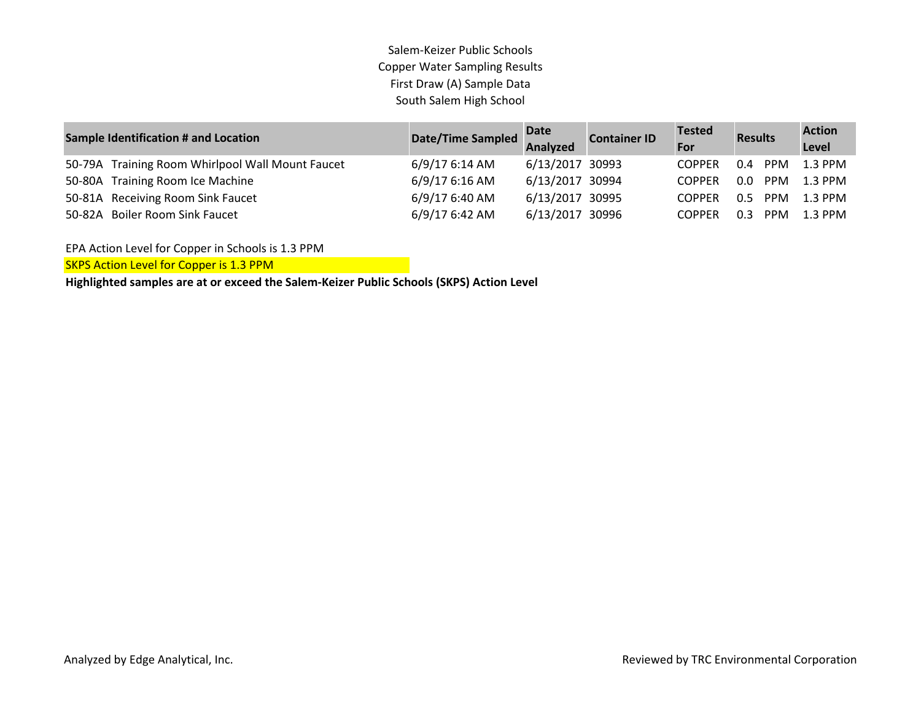Salem-Keizer Public Schools
Copper Water Sampling Results
First Draw (A) Sample Data
South Salem High School

| Sample Identification # and Location | Date/Time Sampled | Date Analyzed | Container ID | Tested For | Results | Action Level |
|---|---|---|---|---|---|---|
| 50-79A Training Room Whirlpool Wall Mount Faucet | 6/9/17 6:14 AM | 6/13/2017 | 30993 | COPPER | 0.4 PPM | 1.3 PPM |
| 50-80A Training Room Ice Machine | 6/9/17 6:16 AM | 6/13/2017 | 30994 | COPPER | 0.0 PPM | 1.3 PPM |
| 50-81A Receiving Room Sink Faucet | 6/9/17 6:40 AM | 6/13/2017 | 30995 | COPPER | 0.5 PPM | 1.3 PPM |
| 50-82A Boiler Room Sink Faucet | 6/9/17 6:42 AM | 6/13/2017 | 30996 | COPPER | 0.3 PPM | 1.3 PPM |

EPA Action Level for Copper in Schools is 1.3 PPM

SKPS Action Level for Copper is 1.3 PPM

**Highlighted samples are at or exceed the Salem-Keizer Public Schools (SKPS) Action Level**

Analyzed by Edge Analytical, Inc.

Reviewed by TRC Environmental Corporation